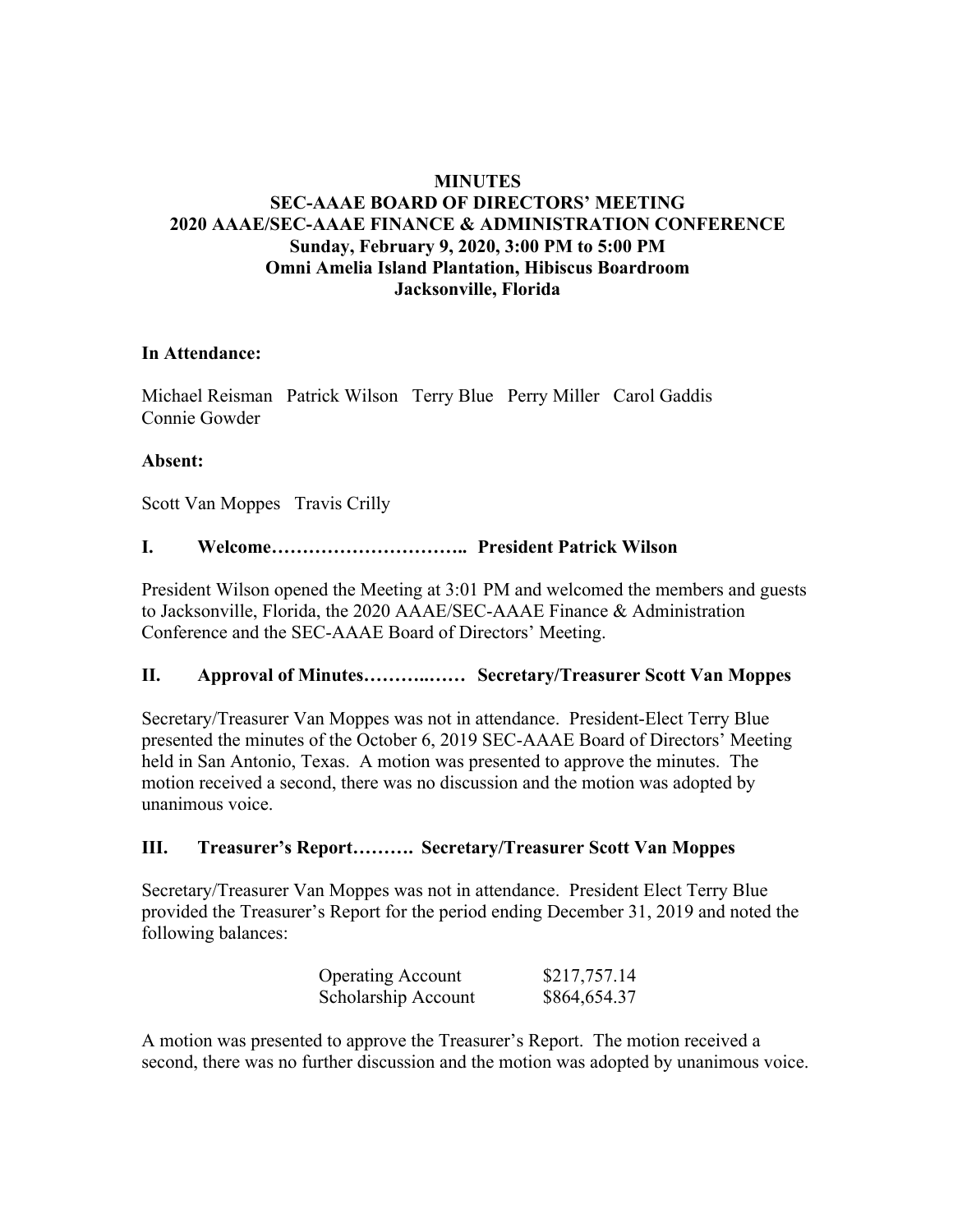# MINUTES
## SEC-AAAE BOARD OF DIRECTORS' MEETING
## 2020 AAAE/SEC-AAAE FINANCE & ADMINISTRATION CONFERENCE
**Sunday, February 9, 2020, 3:00 PM to 5:00 PM**
**Omni Amelia Island Plantation, Hibiscus Boardroom**
**Jacksonville, Florida**

**In Attendance:**

Michael Reisman   Patrick Wilson   Terry Blue   Perry Miller   Carol Gaddis
Connie Gowder

**Absent:**

Scott Van Moppes   Travis Crilly

### I. Welcome………………………….. President Patrick Wilson

President Wilson opened the Meeting at 3:01 PM and welcomed the members and guests to Jacksonville, Florida, the 2020 AAAE/SEC-AAAE Finance & Administration Conference and the SEC-AAAE Board of Directors' Meeting.

### II. Approval of Minutes………..…… Secretary/Treasurer Scott Van Moppes

Secretary/Treasurer Van Moppes was not in attendance. President-Elect Terry Blue presented the minutes of the October 6, 2019 SEC-AAAE Board of Directors' Meeting held in San Antonio, Texas. A motion was presented to approve the minutes. The motion received a second, there was no discussion and the motion was adopted by unanimous voice.

### III. Treasurer's Report………. Secretary/Treasurer Scott Van Moppes

Secretary/Treasurer Van Moppes was not in attendance. President Elect Terry Blue provided the Treasurer's Report for the period ending December 31, 2019 and noted the following balances:

| Account | Balance |
|---|---|
| Operating Account | $217,757.14 |
| Scholarship Account | $864,654.37 |

A motion was presented to approve the Treasurer's Report. The motion received a second, there was no further discussion and the motion was adopted by unanimous voice.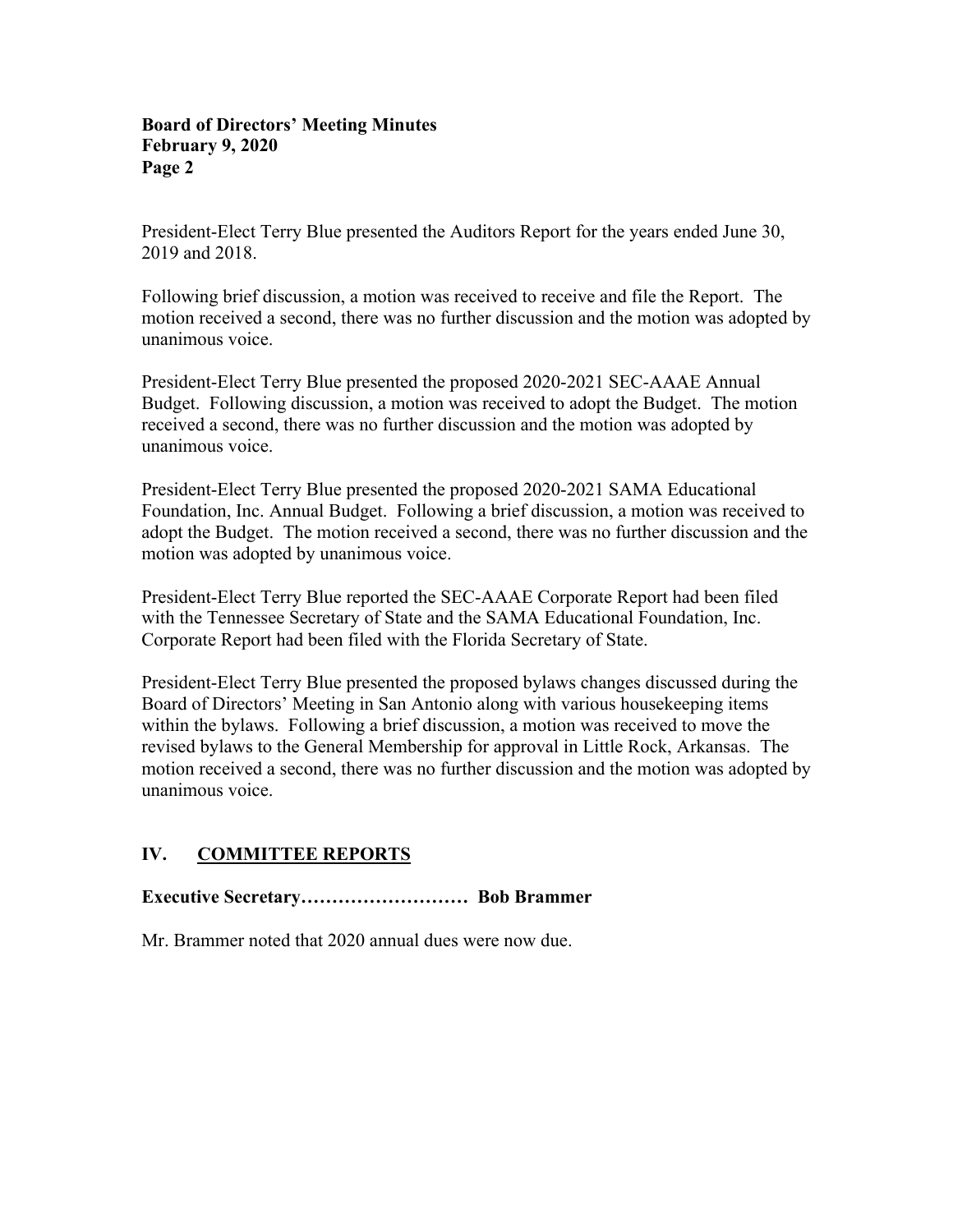President-Elect Terry Blue presented the Auditors Report for the years ended June 30, 2019 and 2018.

Following brief discussion, a motion was received to receive and file the Report. The motion received a second, there was no further discussion and the motion was adopted by unanimous voice.

President-Elect Terry Blue presented the proposed 2020-2021 SEC-AAAE Annual Budget. Following discussion, a motion was received to adopt the Budget. The motion received a second, there was no further discussion and the motion was adopted by unanimous voice.

President-Elect Terry Blue presented the proposed 2020-2021 SAMA Educational Foundation, Inc. Annual Budget. Following a brief discussion, a motion was received to adopt the Budget. The motion received a second, there was no further discussion and the motion was adopted by unanimous voice.

President-Elect Terry Blue reported the SEC-AAAE Corporate Report had been filed with the Tennessee Secretary of State and the SAMA Educational Foundation, Inc. Corporate Report had been filed with the Florida Secretary of State.

President-Elect Terry Blue presented the proposed bylaws changes discussed during the Board of Directors' Meeting in San Antonio along with various housekeeping items within the bylaws. Following a brief discussion, a motion was received to move the revised bylaws to the General Membership for approval in Little Rock, Arkansas. The motion received a second, there was no further discussion and the motion was adopted by unanimous voice.

## IV. COMMITTEE REPORTS

**Executive Secretary……………………… Bob Brammer**

Mr. Brammer noted that 2020 annual dues were now due.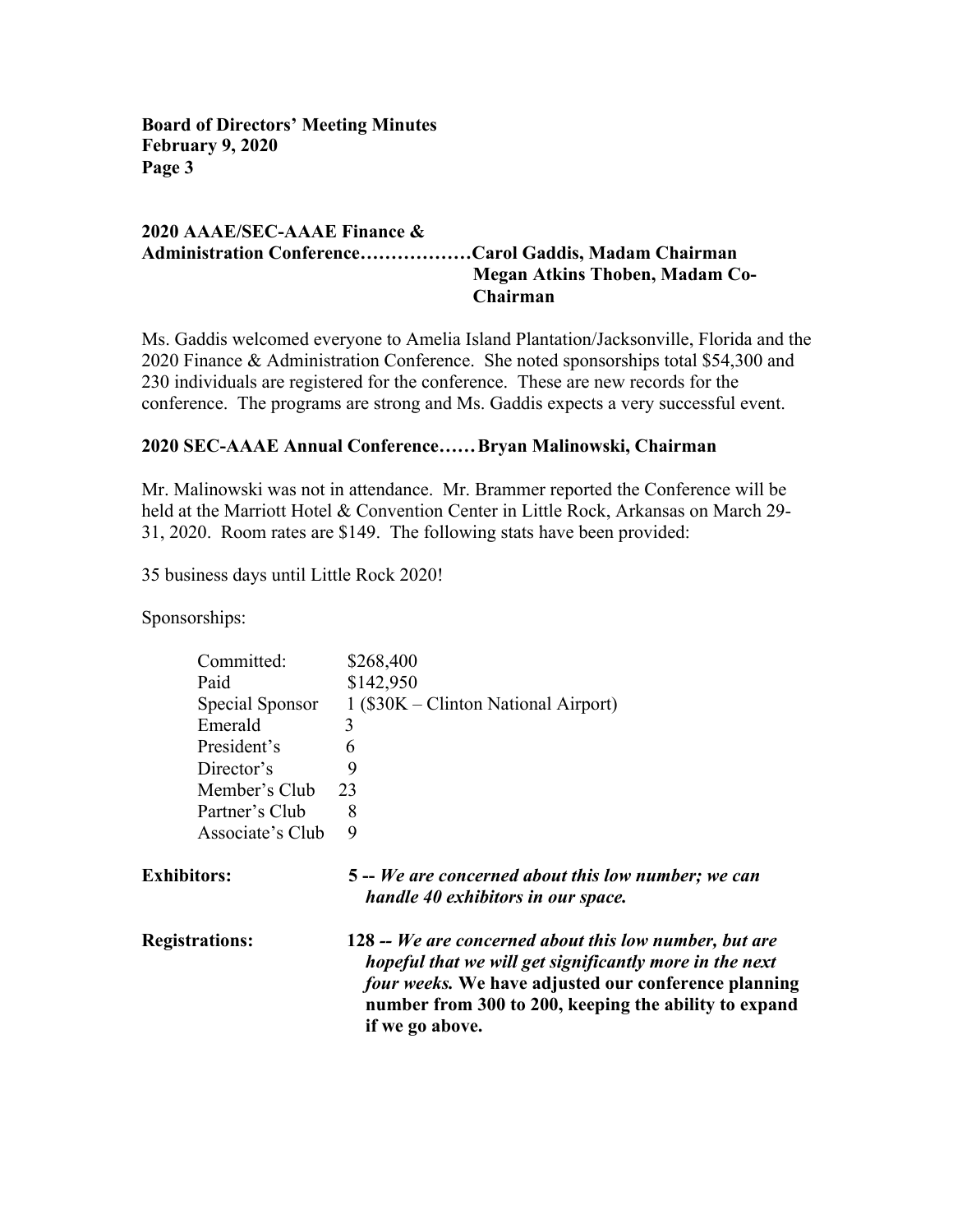**2020 AAAE/SEC-AAAE Finance & Administration Conference………………Carol Gaddis, Madam Chairman**
**Megan Atkins Thoben, Madam Co-Chairman**

Ms. Gaddis welcomed everyone to Amelia Island Plantation/Jacksonville, Florida and the 2020 Finance & Administration Conference. She noted sponsorships total $54,300 and 230 individuals are registered for the conference. These are new records for the conference. The programs are strong and Ms. Gaddis expects a very successful event.

**2020 SEC-AAAE Annual Conference……Bryan Malinowski, Chairman**

Mr. Malinowski was not in attendance. Mr. Brammer reported the Conference will be held at the Marriott Hotel & Convention Center in Little Rock, Arkansas on March 29-31, 2020. Room rates are $149. The following stats have been provided:

35 business days until Little Rock 2020!

Sponsorships:

| | |
|---|---|
| Committed: | $268,400 |
| Paid | $142,950 |
| Special Sponsor | 1 ($30K – Clinton National Airport) |
| Emerald | 3 |
| President's | 6 |
| Director's | 9 |
| Member's Club | 23 |
| Partner's Club | 8 |
| Associate's Club | 9 |

**Exhibitors:** **5 --** ***We are concerned about this low number; we can handle 40 exhibitors in our space.***

**Registrations:** **128 --** ***We are concerned about this low number, but are hopeful that we will get significantly more in the next four weeks.*** **We have adjusted our conference planning number from 300 to 200, keeping the ability to expand if we go above.**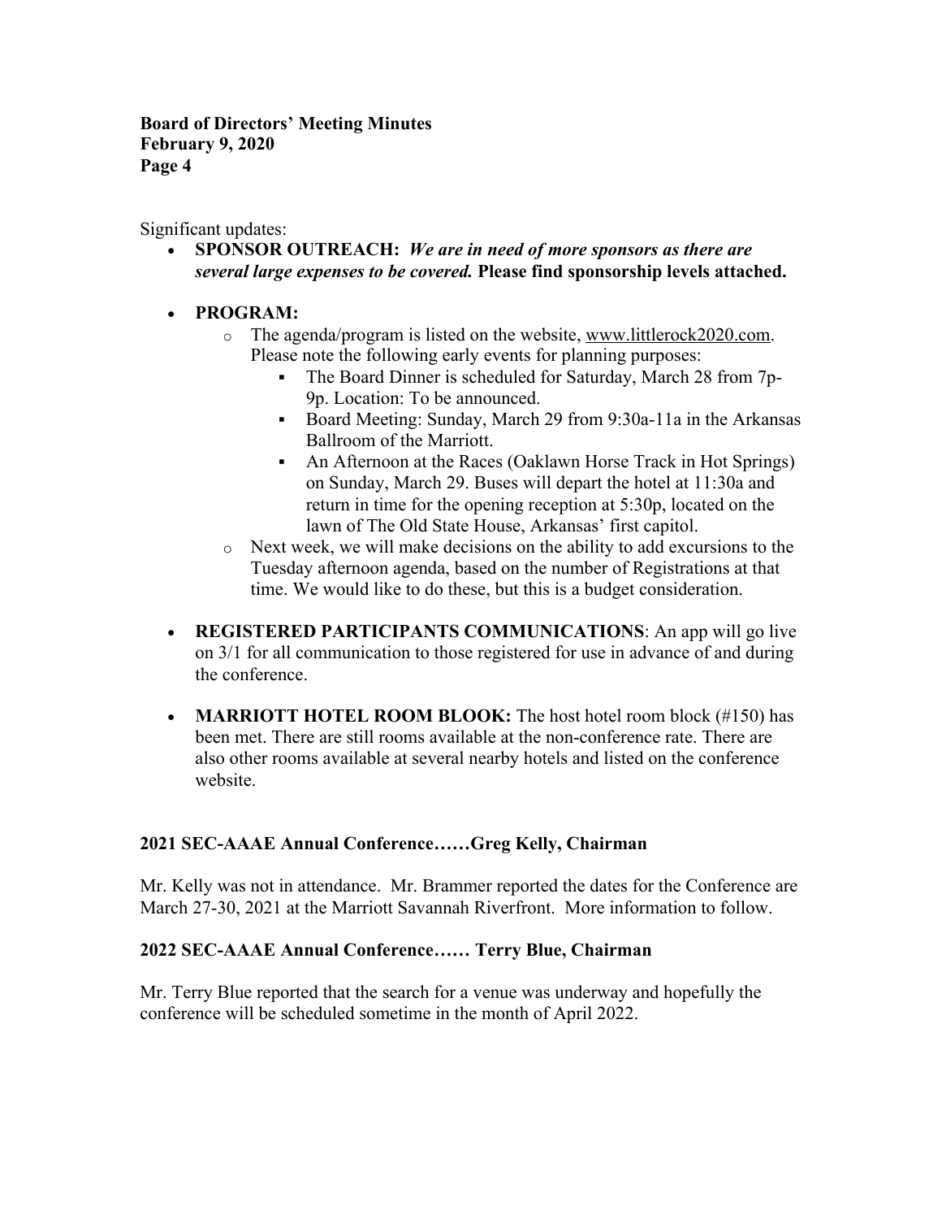Significant updates:

- **SPONSOR OUTREACH:** ***We are in need of more sponsors as there are several large expenses to be covered.*** **Please find sponsorship levels attached.**

- **PROGRAM:**
  - The agenda/program is listed on the website, www.littlerock2020.com. Please note the following early events for planning purposes:
    - The Board Dinner is scheduled for Saturday, March 28 from 7p-9p. Location: To be announced.
    - Board Meeting: Sunday, March 29 from 9:30a-11a in the Arkansas Ballroom of the Marriott.
    - An Afternoon at the Races (Oaklawn Horse Track in Hot Springs) on Sunday, March 29. Buses will depart the hotel at 11:30a and return in time for the opening reception at 5:30p, located on the lawn of The Old State House, Arkansas' first capitol.
  - Next week, we will make decisions on the ability to add excursions to the Tuesday afternoon agenda, based on the number of Registrations at that time. We would like to do these, but this is a budget consideration.

- **REGISTERED PARTICIPANTS COMMUNICATIONS**: An app will go live on 3/1 for all communication to those registered for use in advance of and during the conference.

- **MARRIOTT HOTEL ROOM BLOOK:** The host hotel room block (#150) has been met. There are still rooms available at the non-conference rate. There are also other rooms available at several nearby hotels and listed on the conference website.

**2021 SEC-AAAE Annual Conference……Greg Kelly, Chairman**

Mr. Kelly was not in attendance. Mr. Brammer reported the dates for the Conference are March 27-30, 2021 at the Marriott Savannah Riverfront. More information to follow.

**2022 SEC-AAAE Annual Conference…… Terry Blue, Chairman**

Mr. Terry Blue reported that the search for a venue was underway and hopefully the conference will be scheduled sometime in the month of April 2022.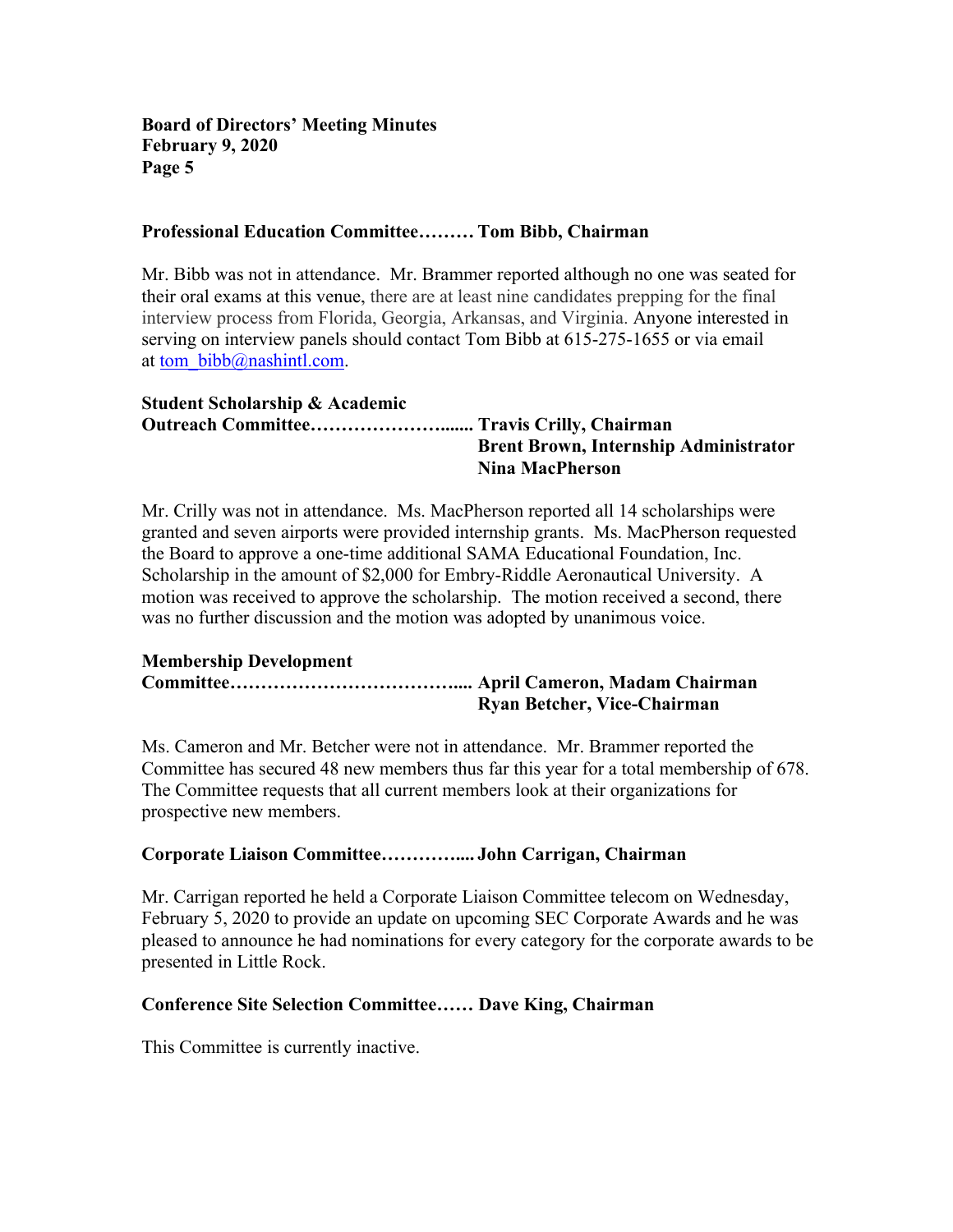**Professional Education Committee……… Tom Bibb, Chairman**

Mr. Bibb was not in attendance. Mr. Brammer reported although no one was seated for their oral exams at this venue, there are at least nine candidates prepping for the final interview process from Florida, Georgia, Arkansas, and Virginia. Anyone interested in serving on interview panels should contact Tom Bibb at 615-275-1655 or via email at tom_bibb@nashintl.com.

**Student Scholarship & Academic Outreach Committee…………………...... Travis Crilly, Chairman**
**Brent Brown, Internship Administrator**
**Nina MacPherson**

Mr. Crilly was not in attendance. Ms. MacPherson reported all 14 scholarships were granted and seven airports were provided internship grants. Ms. MacPherson requested the Board to approve a one-time additional SAMA Educational Foundation, Inc. Scholarship in the amount of $2,000 for Embry-Riddle Aeronautical University. A motion was received to approve the scholarship. The motion received a second, there was no further discussion and the motion was adopted by unanimous voice.

**Membership Development Committee……………………………….... April Cameron, Madam Chairman**
**Ryan Betcher, Vice-Chairman**

Ms. Cameron and Mr. Betcher were not in attendance. Mr. Brammer reported the Committee has secured 48 new members thus far this year for a total membership of 678. The Committee requests that all current members look at their organizations for prospective new members.

**Corporate Liaison Committee………….... John Carrigan, Chairman**

Mr. Carrigan reported he held a Corporate Liaison Committee telecom on Wednesday, February 5, 2020 to provide an update on upcoming SEC Corporate Awards and he was pleased to announce he had nominations for every category for the corporate awards to be presented in Little Rock.

**Conference Site Selection Committee…… Dave King, Chairman**

This Committee is currently inactive.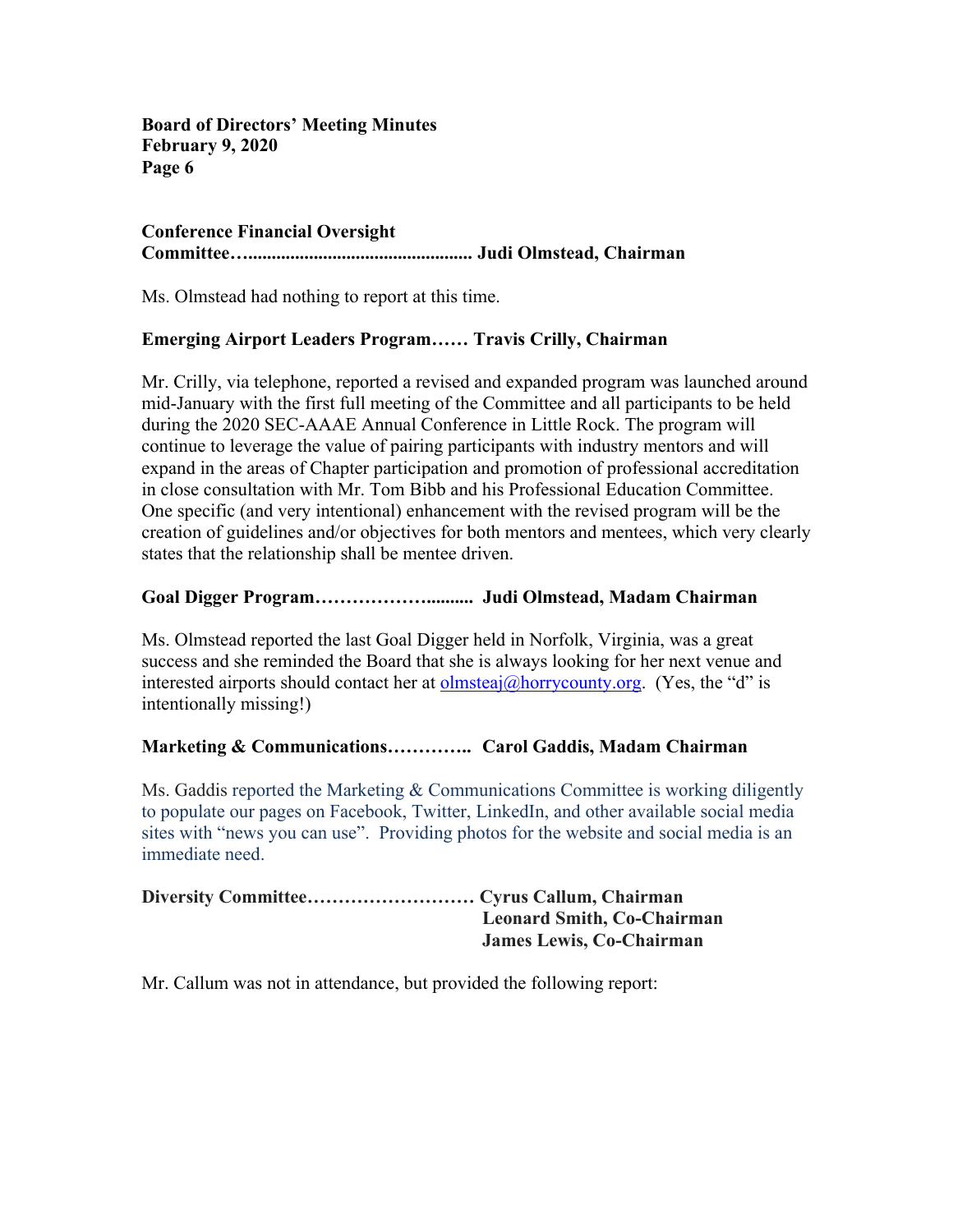**Conference Financial Oversight Committee…............................................... Judi Olmstead, Chairman**

Ms. Olmstead had nothing to report at this time.

**Emerging Airport Leaders Program…… Travis Crilly, Chairman**

Mr. Crilly, via telephone, reported a revised and expanded program was launched around mid-January with the first full meeting of the Committee and all participants to be held during the 2020 SEC-AAAE Annual Conference in Little Rock. The program will continue to leverage the value of pairing participants with industry mentors and will expand in the areas of Chapter participation and promotion of professional accreditation in close consultation with Mr. Tom Bibb and his Professional Education Committee. One specific (and very intentional) enhancement with the revised program will be the creation of guidelines and/or objectives for both mentors and mentees, which very clearly states that the relationship shall be mentee driven.

**Goal Digger Program……………….......... Judi Olmstead, Madam Chairman**

Ms. Olmstead reported the last Goal Digger held in Norfolk, Virginia, was a great success and she reminded the Board that she is always looking for her next venue and interested airports should contact her at olmsteaj@horrycounty.org. (Yes, the "d" is intentionally missing!)

**Marketing & Communications………….. Carol Gaddis, Madam Chairman**

Ms. Gaddis reported the Marketing & Communications Committee is working diligently to populate our pages on Facebook, Twitter, LinkedIn, and other available social media sites with "news you can use". Providing photos for the website and social media is an immediate need.

**Diversity Committee……………………… Cyrus Callum, Chairman**
**Leonard Smith, Co-Chairman**
**James Lewis, Co-Chairman**

Mr. Callum was not in attendance, but provided the following report: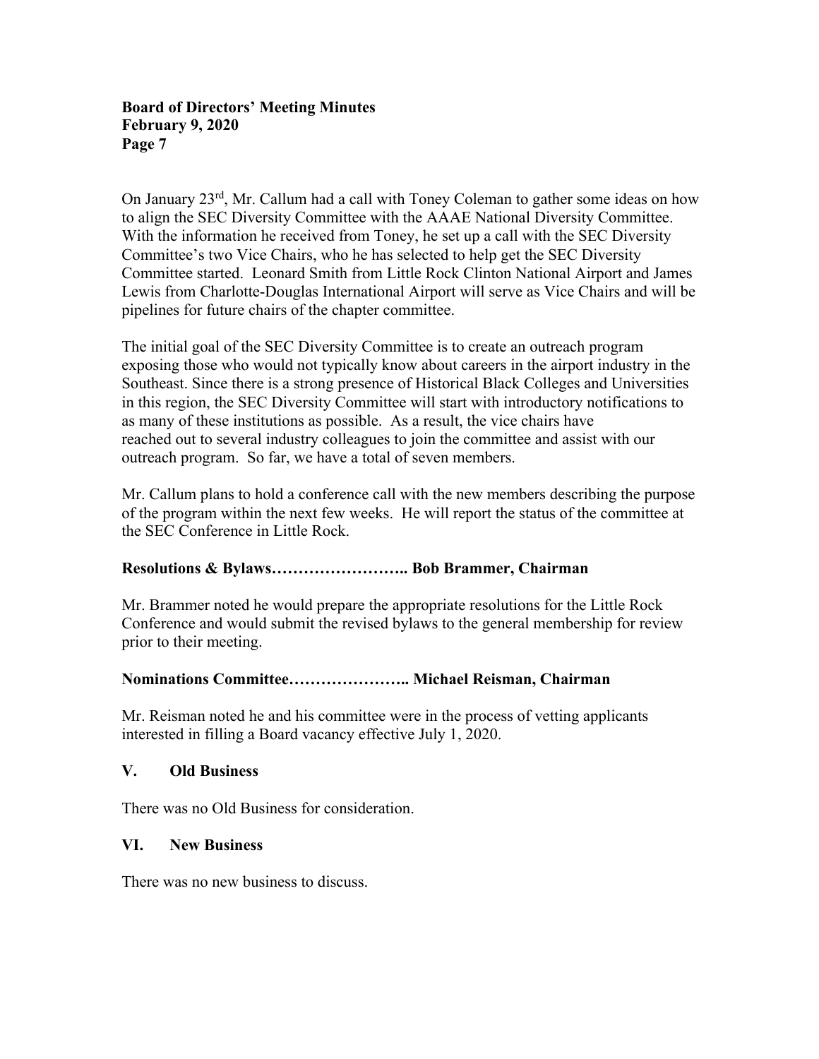On January 23rd, Mr. Callum had a call with Toney Coleman to gather some ideas on how to align the SEC Diversity Committee with the AAAE National Diversity Committee. With the information he received from Toney, he set up a call with the SEC Diversity Committee's two Vice Chairs, who he has selected to help get the SEC Diversity Committee started. Leonard Smith from Little Rock Clinton National Airport and James Lewis from Charlotte-Douglas International Airport will serve as Vice Chairs and will be pipelines for future chairs of the chapter committee.

The initial goal of the SEC Diversity Committee is to create an outreach program exposing those who would not typically know about careers in the airport industry in the Southeast. Since there is a strong presence of Historical Black Colleges and Universities in this region, the SEC Diversity Committee will start with introductory notifications to as many of these institutions as possible. As a result, the vice chairs have reached out to several industry colleagues to join the committee and assist with our outreach program. So far, we have a total of seven members.

Mr. Callum plans to hold a conference call with the new members describing the purpose of the program within the next few weeks. He will report the status of the committee at the SEC Conference in Little Rock.

**Resolutions & Bylaws…………………….. Bob Brammer, Chairman**

Mr. Brammer noted he would prepare the appropriate resolutions for the Little Rock Conference and would submit the revised bylaws to the general membership for review prior to their meeting.

**Nominations Committee………………….. Michael Reisman, Chairman**

Mr. Reisman noted he and his committee were in the process of vetting applicants interested in filling a Board vacancy effective July 1, 2020.

## V. Old Business

There was no Old Business for consideration.

## VI. New Business

There was no new business to discuss.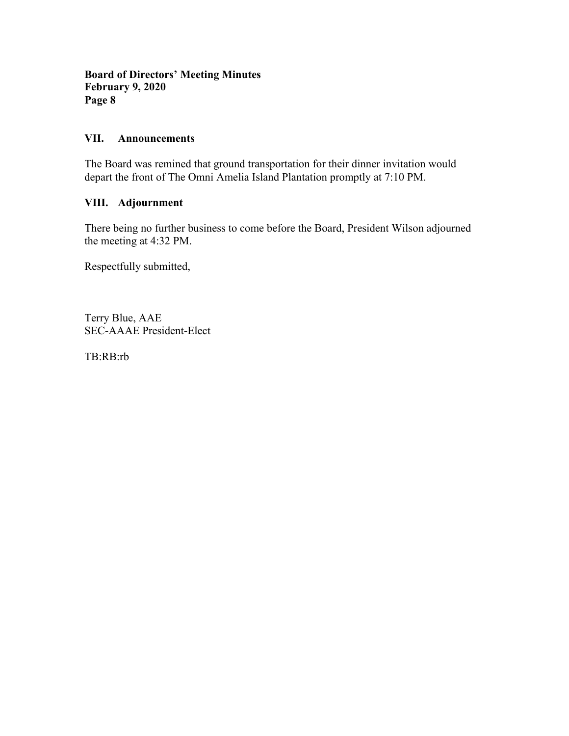## VII. Announcements

The Board was remined that ground transportation for their dinner invitation would depart the front of The Omni Amelia Island Plantation promptly at 7:10 PM.

## VIII. Adjournment

There being no further business to come before the Board, President Wilson adjourned the meeting at 4:32 PM.

Respectfully submitted,

Terry Blue, AAE
SEC-AAAE President-Elect

TB:RB:rb